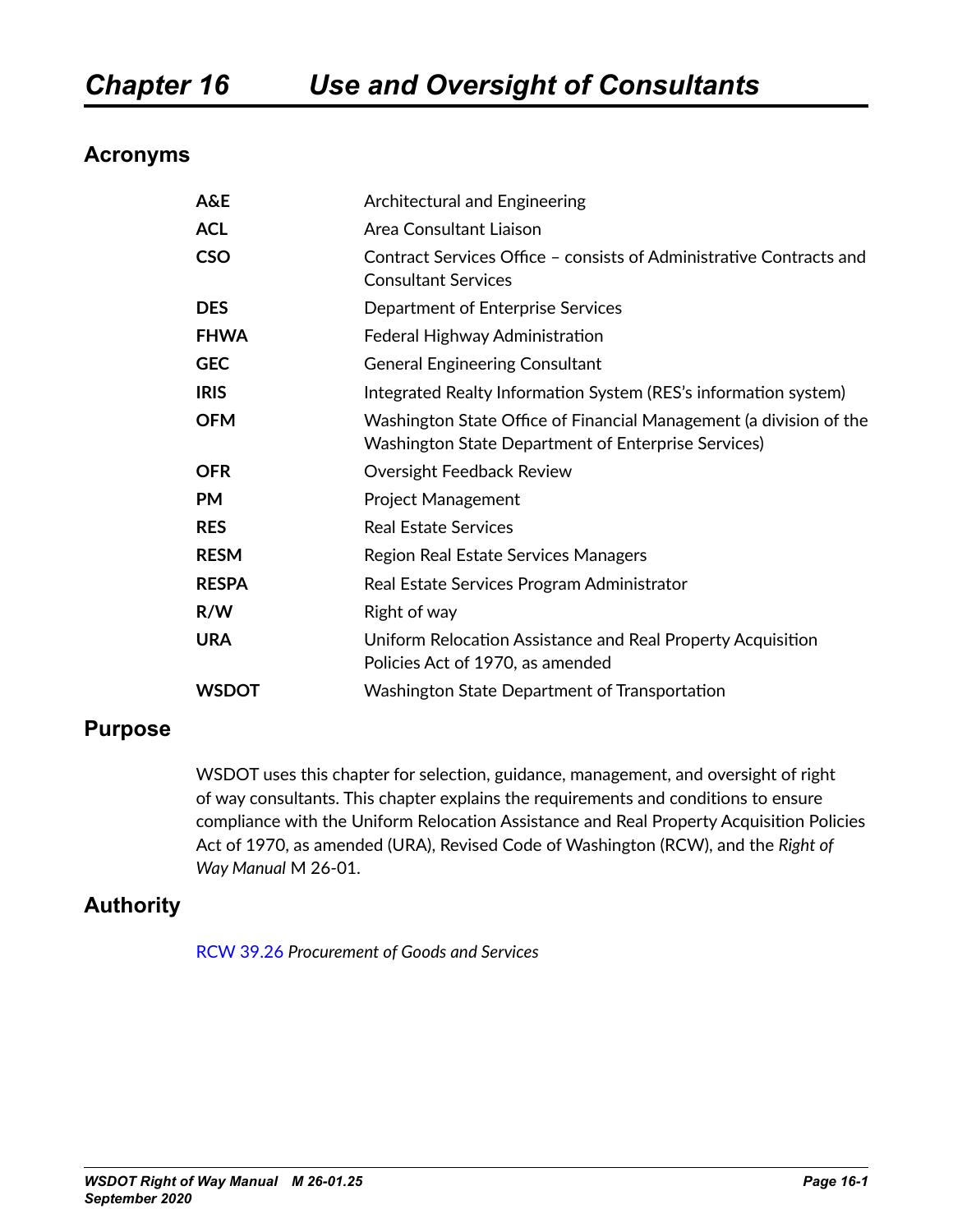# Chapter 16 Use and Oversight of Consultants

## Acronyms

| | |
|---|---|
| **A&E** | Architectural and Engineering |
| **ACL** | Area Consultant Liaison |
| **CSO** | Contract Services Office – consists of Administrative Contracts and Consultant Services |
| **DES** | Department of Enterprise Services |
| **FHWA** | Federal Highway Administration |
| **GEC** | General Engineering Consultant |
| **IRIS** | Integrated Realty Information System (RES's information system) |
| **OFM** | Washington State Office of Financial Management (a division of the Washington State Department of Enterprise Services) |
| **OFR** | Oversight Feedback Review |
| **PM** | Project Management |
| **RES** | Real Estate Services |
| **RESM** | Region Real Estate Services Managers |
| **RESPA** | Real Estate Services Program Administrator |
| **R/W** | Right of way |
| **URA** | Uniform Relocation Assistance and Real Property Acquisition Policies Act of 1970, as amended |
| **WSDOT** | Washington State Department of Transportation |

## Purpose

WSDOT uses this chapter for selection, guidance, management, and oversight of right of way consultants. This chapter explains the requirements and conditions to ensure compliance with the Uniform Relocation Assistance and Real Property Acquisition Policies Act of 1970, as amended (URA), Revised Code of Washington (RCW), and the *Right of Way Manual* M 26-01.

## Authority

RCW 39.26 *Procurement of Goods and Services*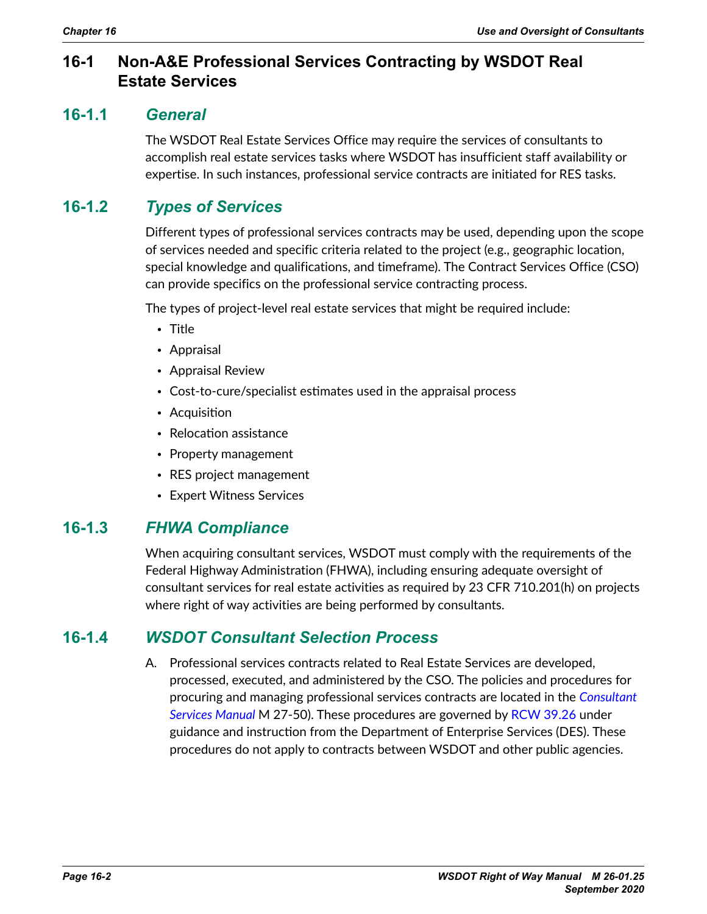## 16-1 Non-A&E Professional Services Contracting by WSDOT Real Estate Services

### 16-1.1 *General*

The WSDOT Real Estate Services Office may require the services of consultants to accomplish real estate services tasks where WSDOT has insufficient staff availability or expertise. In such instances, professional service contracts are initiated for RES tasks.

### 16-1.2 *Types of Services*

Different types of professional services contracts may be used, depending upon the scope of services needed and specific criteria related to the project (e.g., geographic location, special knowledge and qualifications, and timeframe). The Contract Services Office (CSO) can provide specifics on the professional service contracting process.

The types of project-level real estate services that might be required include:

- Title
- Appraisal
- Appraisal Review
- Cost-to-cure/specialist estimates used in the appraisal process
- Acquisition
- Relocation assistance
- Property management
- RES project management
- Expert Witness Services

### 16-1.3 *FHWA Compliance*

When acquiring consultant services, WSDOT must comply with the requirements of the Federal Highway Administration (FHWA), including ensuring adequate oversight of consultant services for real estate activities as required by 23 CFR 710.201(h) on projects where right of way activities are being performed by consultants.

### 16-1.4 *WSDOT Consultant Selection Process*

A. Professional services contracts related to Real Estate Services are developed, processed, executed, and administered by the CSO. The policies and procedures for procuring and managing professional services contracts are located in the *Consultant Services Manual* M 27-50). These procedures are governed by RCW 39.26 under guidance and instruction from the Department of Enterprise Services (DES). These procedures do not apply to contracts between WSDOT and other public agencies.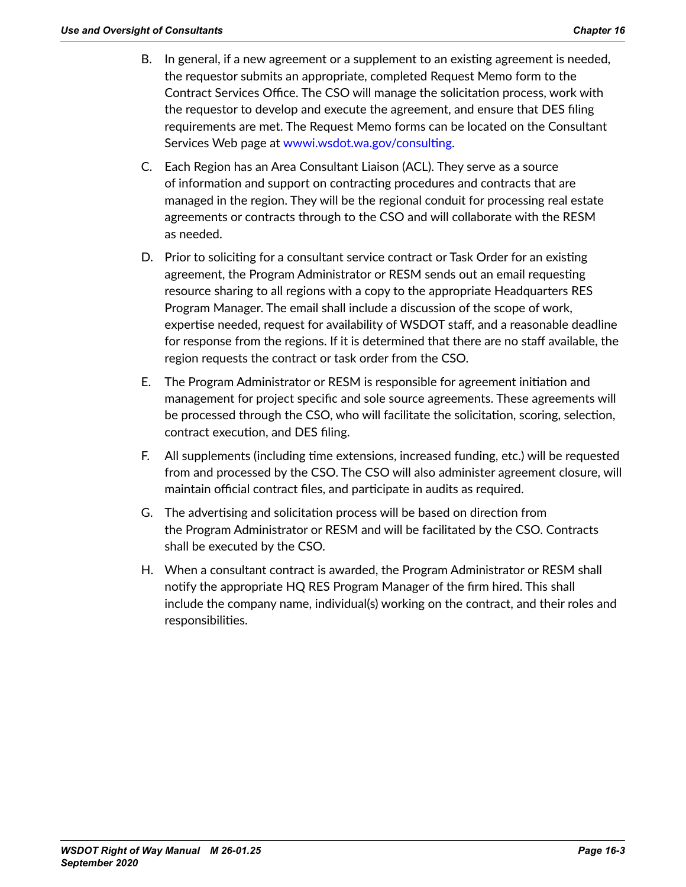B. In general, if a new agreement or a supplement to an existing agreement is needed, the requestor submits an appropriate, completed Request Memo form to the Contract Services Office. The CSO will manage the solicitation process, work with the requestor to develop and execute the agreement, and ensure that DES filing requirements are met. The Request Memo forms can be located on the Consultant Services Web page at wwwi.wsdot.wa.gov/consulting.

C. Each Region has an Area Consultant Liaison (ACL). They serve as a source of information and support on contracting procedures and contracts that are managed in the region. They will be the regional conduit for processing real estate agreements or contracts through to the CSO and will collaborate with the RESM as needed.

D. Prior to soliciting for a consultant service contract or Task Order for an existing agreement, the Program Administrator or RESM sends out an email requesting resource sharing to all regions with a copy to the appropriate Headquarters RES Program Manager. The email shall include a discussion of the scope of work, expertise needed, request for availability of WSDOT staff, and a reasonable deadline for response from the regions. If it is determined that there are no staff available, the region requests the contract or task order from the CSO.

E. The Program Administrator or RESM is responsible for agreement initiation and management for project specific and sole source agreements. These agreements will be processed through the CSO, who will facilitate the solicitation, scoring, selection, contract execution, and DES filing.

F. All supplements (including time extensions, increased funding, etc.) will be requested from and processed by the CSO. The CSO will also administer agreement closure, will maintain official contract files, and participate in audits as required.

G. The advertising and solicitation process will be based on direction from the Program Administrator or RESM and will be facilitated by the CSO. Contracts shall be executed by the CSO.

H. When a consultant contract is awarded, the Program Administrator or RESM shall notify the appropriate HQ RES Program Manager of the firm hired. This shall include the company name, individual(s) working on the contract, and their roles and responsibilities.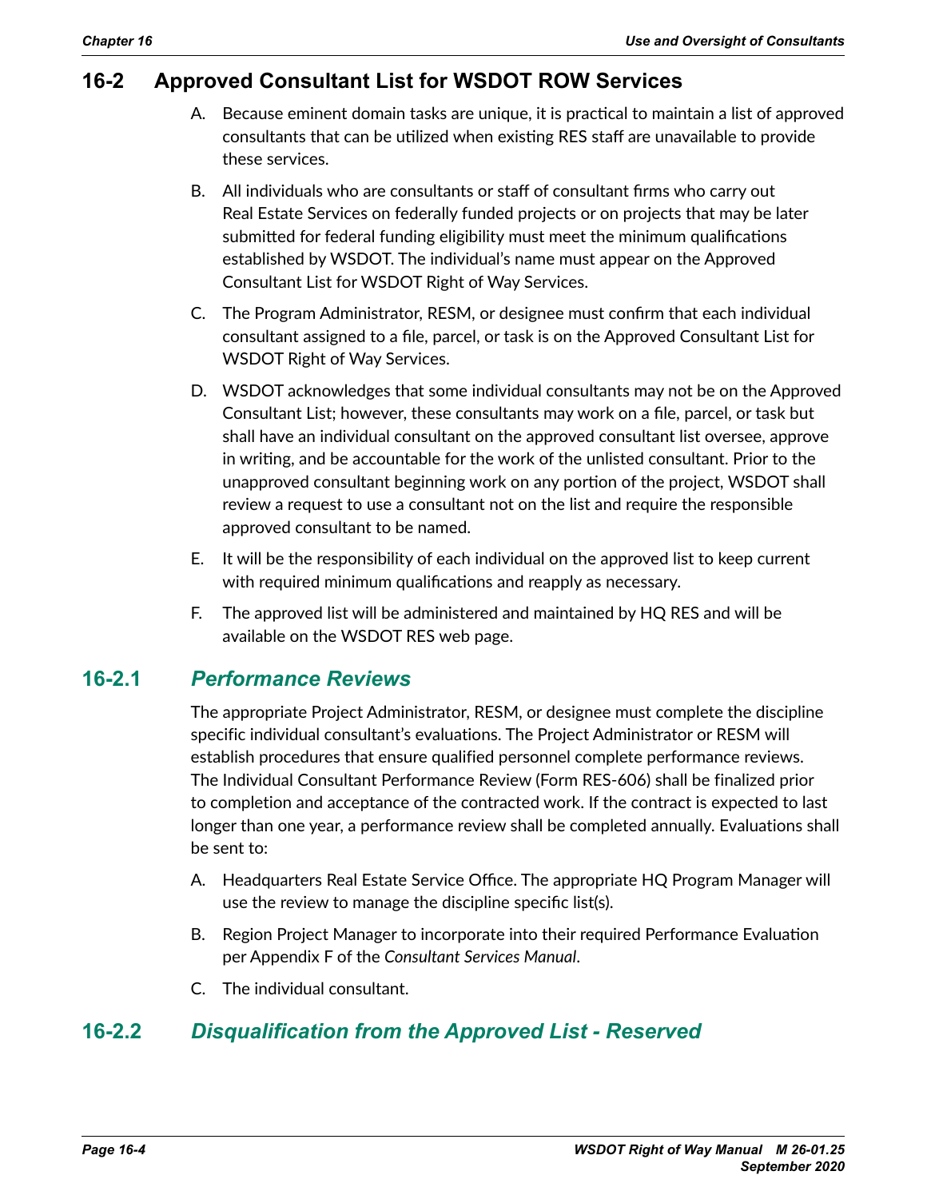## 16-2 Approved Consultant List for WSDOT ROW Services

A. Because eminent domain tasks are unique, it is practical to maintain a list of approved consultants that can be utilized when existing RES staff are unavailable to provide these services.

B. All individuals who are consultants or staff of consultant firms who carry out Real Estate Services on federally funded projects or on projects that may be later submitted for federal funding eligibility must meet the minimum qualifications established by WSDOT. The individual's name must appear on the Approved Consultant List for WSDOT Right of Way Services.

C. The Program Administrator, RESM, or designee must confirm that each individual consultant assigned to a file, parcel, or task is on the Approved Consultant List for WSDOT Right of Way Services.

D. WSDOT acknowledges that some individual consultants may not be on the Approved Consultant List; however, these consultants may work on a file, parcel, or task but shall have an individual consultant on the approved consultant list oversee, approve in writing, and be accountable for the work of the unlisted consultant. Prior to the unapproved consultant beginning work on any portion of the project, WSDOT shall review a request to use a consultant not on the list and require the responsible approved consultant to be named.

E. It will be the responsibility of each individual on the approved list to keep current with required minimum qualifications and reapply as necessary.

F. The approved list will be administered and maintained by HQ RES and will be available on the WSDOT RES web page.

### 16-2.1 *Performance Reviews*

The appropriate Project Administrator, RESM, or designee must complete the discipline specific individual consultant's evaluations. The Project Administrator or RESM will establish procedures that ensure qualified personnel complete performance reviews. The Individual Consultant Performance Review (Form RES-606) shall be finalized prior to completion and acceptance of the contracted work. If the contract is expected to last longer than one year, a performance review shall be completed annually. Evaluations shall be sent to:

A. Headquarters Real Estate Service Office. The appropriate HQ Program Manager will use the review to manage the discipline specific list(s).

B. Region Project Manager to incorporate into their required Performance Evaluation per Appendix F of the *Consultant Services Manual*.

C. The individual consultant.

### 16-2.2 *Disqualification from the Approved List - Reserved*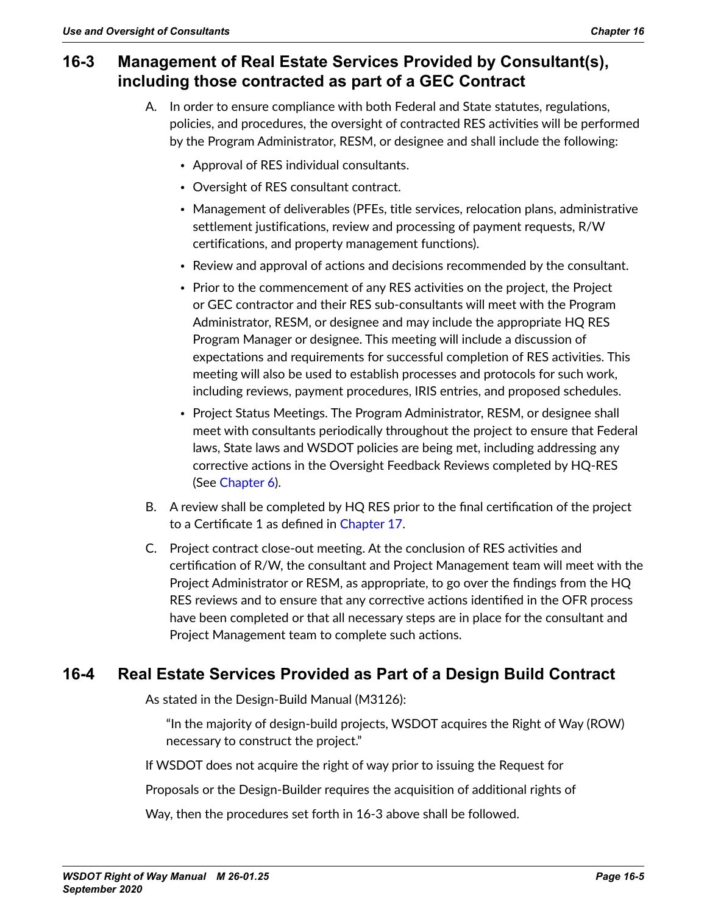## 16-3 Management of Real Estate Services Provided by Consultant(s), including those contracted as part of a GEC Contract

A. In order to ensure compliance with both Federal and State statutes, regulations, policies, and procedures, the oversight of contracted RES activities will be performed by the Program Administrator, RESM, or designee and shall include the following:

- Approval of RES individual consultants.
- Oversight of RES consultant contract.
- Management of deliverables (PFEs, title services, relocation plans, administrative settlement justifications, review and processing of payment requests, R/W certifications, and property management functions).
- Review and approval of actions and decisions recommended by the consultant.
- Prior to the commencement of any RES activities on the project, the Project or GEC contractor and their RES sub-consultants will meet with the Program Administrator, RESM, or designee and may include the appropriate HQ RES Program Manager or designee. This meeting will include a discussion of expectations and requirements for successful completion of RES activities. This meeting will also be used to establish processes and protocols for such work, including reviews, payment procedures, IRIS entries, and proposed schedules.
- Project Status Meetings. The Program Administrator, RESM, or designee shall meet with consultants periodically throughout the project to ensure that Federal laws, State laws and WSDOT policies are being met, including addressing any corrective actions in the Oversight Feedback Reviews completed by HQ-RES (See Chapter 6).

B. A review shall be completed by HQ RES prior to the final certification of the project to a Certificate 1 as defined in Chapter 17.

C. Project contract close-out meeting. At the conclusion of RES activities and certification of R/W, the consultant and Project Management team will meet with the Project Administrator or RESM, as appropriate, to go over the findings from the HQ RES reviews and to ensure that any corrective actions identified in the OFR process have been completed or that all necessary steps are in place for the consultant and Project Management team to complete such actions.

## 16-4 Real Estate Services Provided as Part of a Design Build Contract

As stated in the Design-Build Manual (M3126):

> "In the majority of design-build projects, WSDOT acquires the Right of Way (ROW) necessary to construct the project."

If WSDOT does not acquire the right of way prior to issuing the Request for

Proposals or the Design-Builder requires the acquisition of additional rights of

Way, then the procedures set forth in 16-3 above shall be followed.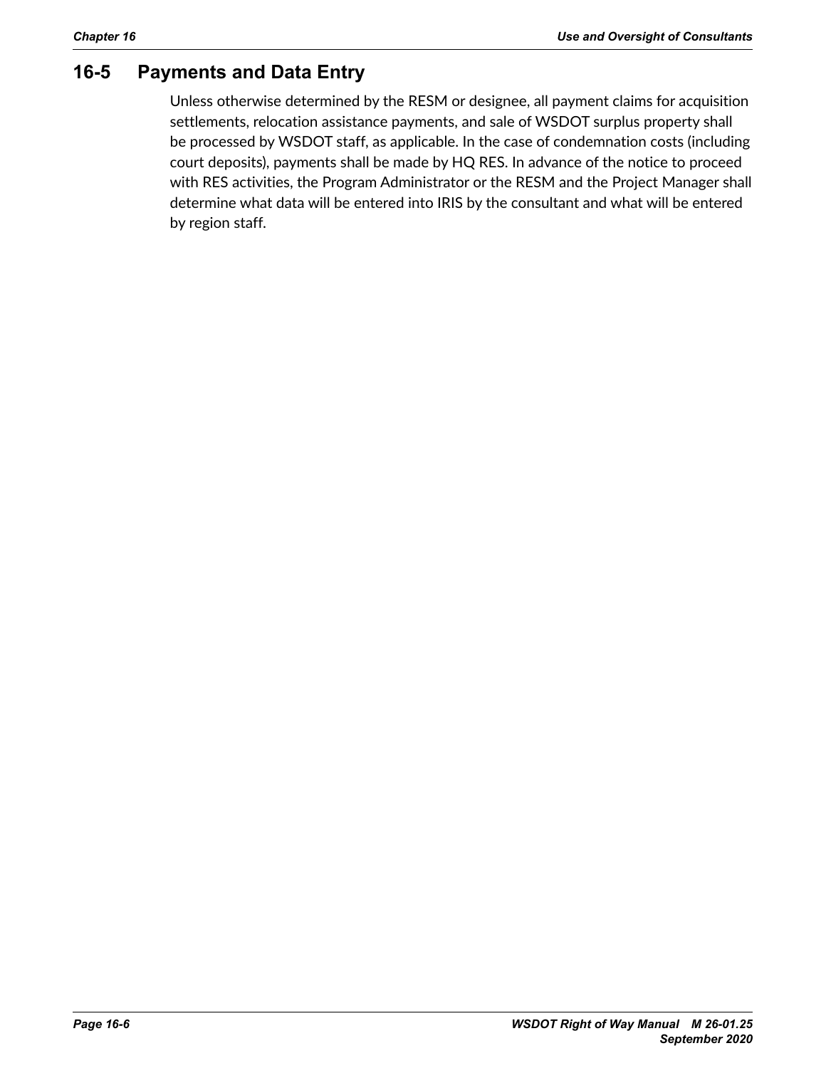## 16-5 Payments and Data Entry

Unless otherwise determined by the RESM or designee, all payment claims for acquisition settlements, relocation assistance payments, and sale of WSDOT surplus property shall be processed by WSDOT staff, as applicable. In the case of condemnation costs (including court deposits), payments shall be made by HQ RES. In advance of the notice to proceed with RES activities, the Program Administrator or the RESM and the Project Manager shall determine what data will be entered into IRIS by the consultant and what will be entered by region staff.